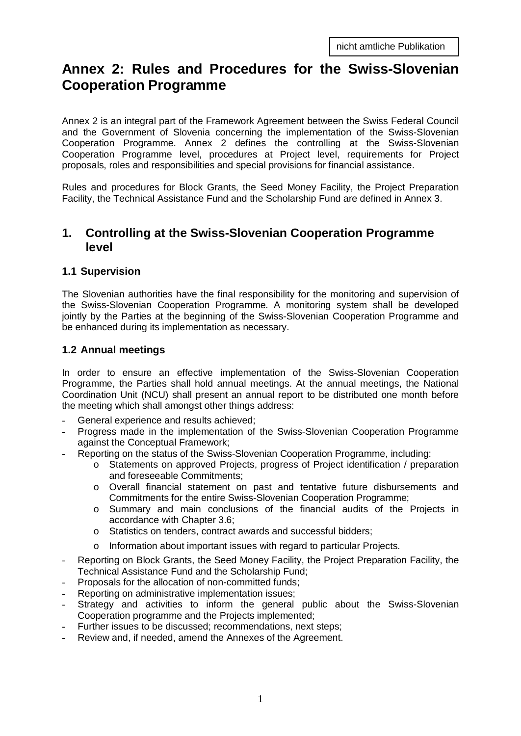nicht amtliche Publikation

# Annex 2: Rules and Procedures for the Swiss-Slovenian Cooperation Programme

Annex 2 is an integral part of the Framework Agreement between the Swiss Federal Council and the Government of Slovenia concerning the implementation of the Swiss-Slovenian Cooperation Programme. Annex 2 defines the controlling at the Swiss-Slovenian Cooperation Programme level, procedures at Project level, requirements for Project proposals, roles and responsibilities and special provisions for financial assistance.

Rules and procedures for Block Grants, the Seed Money Facility, the Project Preparation Facility, the Technical Assistance Fund and the Scholarship Fund are defined in Annex 3.

## 1. Controlling at the Swiss-Slovenian Cooperation Programme level

### 1.1 Supervision

The Slovenian authorities have the final responsibility for the monitoring and supervision of the Swiss-Slovenian Cooperation Programme. A monitoring system shall be developed jointly by the Parties at the beginning of the Swiss-Slovenian Cooperation Programme and be enhanced during its implementation as necessary.

### 1.2 Annual meetings

In order to ensure an effective implementation of the Swiss-Slovenian Cooperation Programme, the Parties shall hold annual meetings. At the annual meetings, the National Coordination Unit (NCU) shall present an annual report to be distributed one month before the meeting which shall amongst other things address:

- General experience and results achieved;
- Progress made in the implementation of the Swiss-Slovenian Cooperation Programme against the Conceptual Framework;
- Reporting on the status of the Swiss-Slovenian Cooperation Programme, including:
  - Statements on approved Projects, progress of Project identification / preparation and foreseeable Commitments;
  - Overall financial statement on past and tentative future disbursements and Commitments for the entire Swiss-Slovenian Cooperation Programme;
  - Summary and main conclusions of the financial audits of the Projects in accordance with Chapter 3.6;
  - Statistics on tenders, contract awards and successful bidders;
  - Information about important issues with regard to particular Projects.
- Reporting on Block Grants, the Seed Money Facility, the Project Preparation Facility, the Technical Assistance Fund and the Scholarship Fund;
- Proposals for the allocation of non-committed funds;
- Reporting on administrative implementation issues;
- Strategy and activities to inform the general public about the Swiss-Slovenian Cooperation programme and the Projects implemented;
- Further issues to be discussed; recommendations, next steps;
- Review and, if needed, amend the Annexes of the Agreement.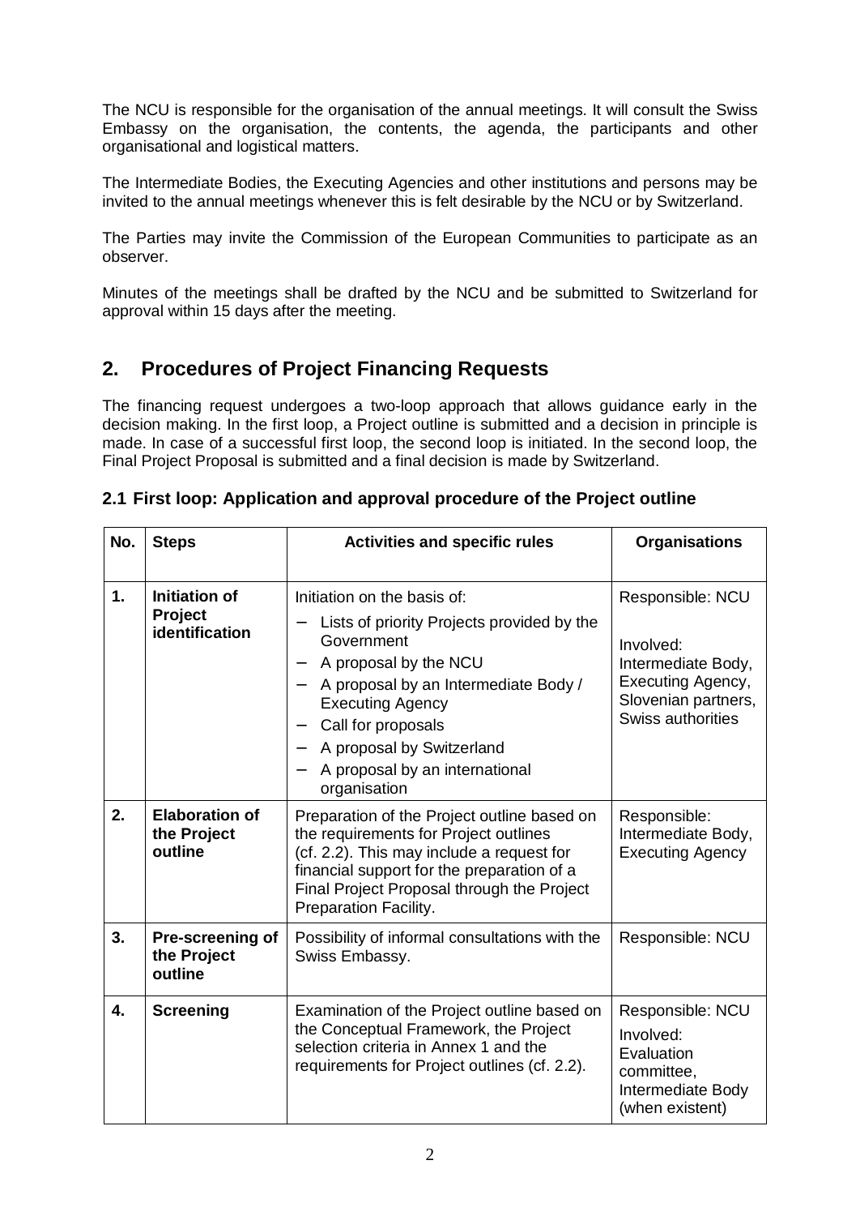The NCU is responsible for the organisation of the annual meetings. It will consult the Swiss Embassy on the organisation, the contents, the agenda, the participants and other organisational and logistical matters.

The Intermediate Bodies, the Executing Agencies and other institutions and persons may be invited to the annual meetings whenever this is felt desirable by the NCU or by Switzerland.

The Parties may invite the Commission of the European Communities to participate as an observer.

Minutes of the meetings shall be drafted by the NCU and be submitted to Switzerland for approval within 15 days after the meeting.

## 2. Procedures of Project Financing Requests

The financing request undergoes a two-loop approach that allows guidance early in the decision making. In the first loop, a Project outline is submitted and a decision in principle is made. In case of a successful first loop, the second loop is initiated. In the second loop, the Final Project Proposal is submitted and a final decision is made by Switzerland.

### 2.1 First loop: Application and approval procedure of the Project outline

| No. | Steps | Activities and specific rules | Organisations |
|---|---|---|---|
| 1. | **Initiation of Project identification** | Initiation on the basis of:<br>– Lists of priority Projects provided by the Government<br>– A proposal by the NCU<br>– A proposal by an Intermediate Body / Executing Agency<br>– Call for proposals<br>– A proposal by Switzerland<br>– A proposal by an international organisation | Responsible: NCU<br><br>Involved: Intermediate Body, Executing Agency, Slovenian partners, Swiss authorities |
| 2. | **Elaboration of the Project outline** | Preparation of the Project outline based on the requirements for Project outlines (cf. 2.2). This may include a request for financial support for the preparation of a Final Project Proposal through the Project Preparation Facility. | Responsible: Intermediate Body, Executing Agency |
| 3. | **Pre-screening of the Project outline** | Possibility of informal consultations with the Swiss Embassy. | Responsible: NCU |
| 4. | **Screening** | Examination of the Project outline based on the Conceptual Framework, the Project selection criteria in Annex 1 and the requirements for Project outlines (cf. 2.2). | Responsible: NCU<br>Involved: Evaluation committee, Intermediate Body (when existent) |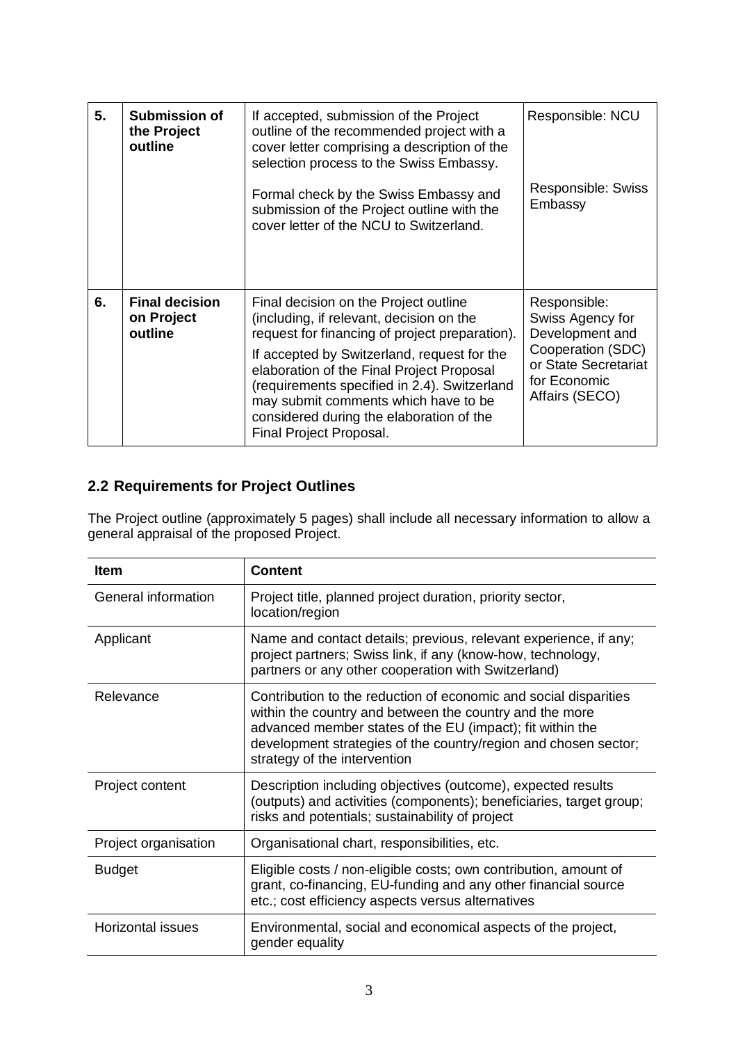| 5. | **Submission of the Project outline** | If accepted, submission of the Project outline of the recommended project with a cover letter comprising a description of the selection process to the Swiss Embassy.<br><br>Formal check by the Swiss Embassy and submission of the Project outline with the cover letter of the NCU to Switzerland. | Responsible: NCU<br><br>Responsible: Swiss Embassy |
|---|---|---|---|
| 6. | **Final decision on Project outline** | Final decision on the Project outline (including, if relevant, decision on the request for financing of project preparation).<br><br>If accepted by Switzerland, request for the elaboration of the Final Project Proposal (requirements specified in 2.4). Switzerland may submit comments which have to be considered during the elaboration of the Final Project Proposal. | Responsible: Swiss Agency for Development and Cooperation (SDC) or State Secretariat for Economic Affairs (SECO) |

## 2.2 Requirements for Project Outlines

The Project outline (approximately 5 pages) shall include all necessary information to allow a general appraisal of the proposed Project.

| Item | Content |
|---|---|
| General information | Project title, planned project duration, priority sector, location/region |
| Applicant | Name and contact details; previous, relevant experience, if any; project partners; Swiss link, if any (know-how, technology, partners or any other cooperation with Switzerland) |
| Relevance | Contribution to the reduction of economic and social disparities within the country and between the country and the more advanced member states of the EU (impact); fit within the development strategies of the country/region and chosen sector; strategy of the intervention |
| Project content | Description including objectives (outcome), expected results (outputs) and activities (components); beneficiaries, target group; risks and potentials; sustainability of project |
| Project organisation | Organisational chart, responsibilities, etc. |
| Budget | Eligible costs / non-eligible costs; own contribution, amount of grant, co-financing, EU-funding and any other financial source etc.; cost efficiency aspects versus alternatives |
| Horizontal issues | Environmental, social and economical aspects of the project, gender equality |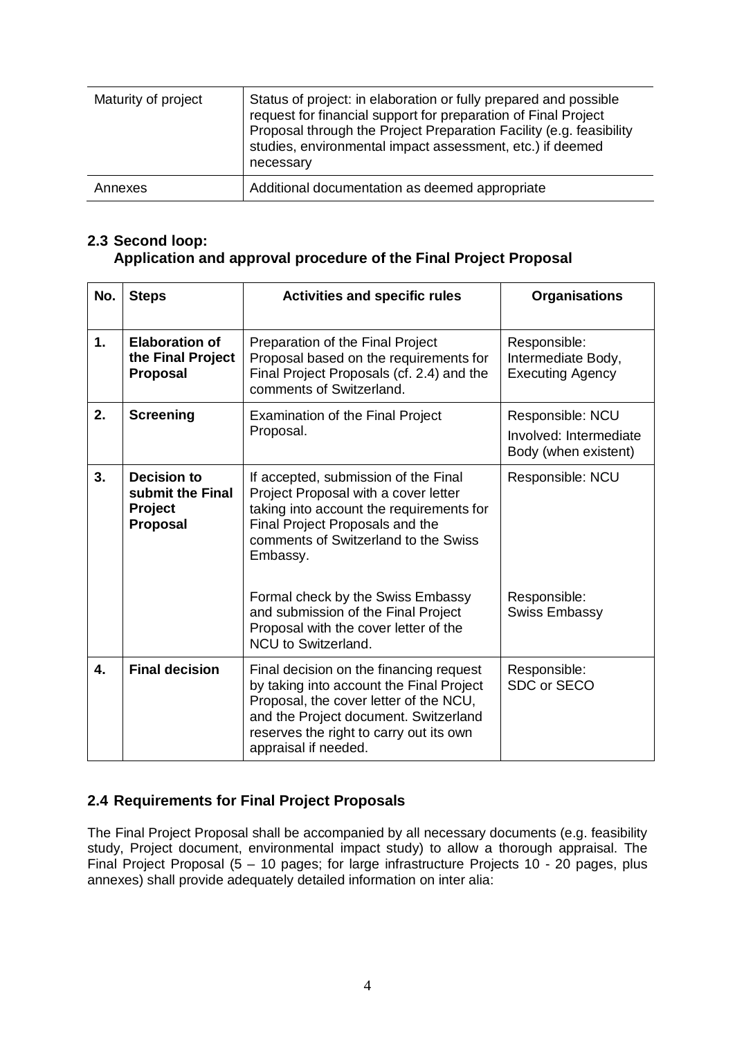| Maturity of project | Status of project: in elaboration or fully prepared and possible request for financial support for preparation of Final Project Proposal through the Project Preparation Facility (e.g. feasibility studies, environmental impact assessment, etc.) if deemed necessary |
|---|---|
| Annexes | Additional documentation as deemed appropriate |

## 2.3 Second loop: Application and approval procedure of the Final Project Proposal

| No. | Steps | Activities and specific rules | Organisations |
|---|---|---|---|
| 1. | **Elaboration of the Final Project Proposal** | Preparation of the Final Project Proposal based on the requirements for Final Project Proposals (cf. 2.4) and the comments of Switzerland. | Responsible: Intermediate Body, Executing Agency |
| 2. | **Screening** | Examination of the Final Project Proposal. | Responsible: NCU<br>Involved: Intermediate Body (when existent) |
| 3. | **Decision to submit the Final Project Proposal** | If accepted, submission of the Final Project Proposal with a cover letter taking into account the requirements for Final Project Proposals and the comments of Switzerland to the Swiss Embassy.<br><br>Formal check by the Swiss Embassy and submission of the Final Project Proposal with the cover letter of the NCU to Switzerland. | Responsible: NCU<br><br>Responsible: Swiss Embassy |
| 4. | **Final decision** | Final decision on the financing request by taking into account the Final Project Proposal, the cover letter of the NCU, and the Project document. Switzerland reserves the right to carry out its own appraisal if needed. | Responsible: SDC or SECO |

## 2.4 Requirements for Final Project Proposals

The Final Project Proposal shall be accompanied by all necessary documents (e.g. feasibility study, Project document, environmental impact study) to allow a thorough appraisal. The Final Project Proposal (5 – 10 pages; for large infrastructure Projects 10 - 20 pages, plus annexes) shall provide adequately detailed information on inter alia: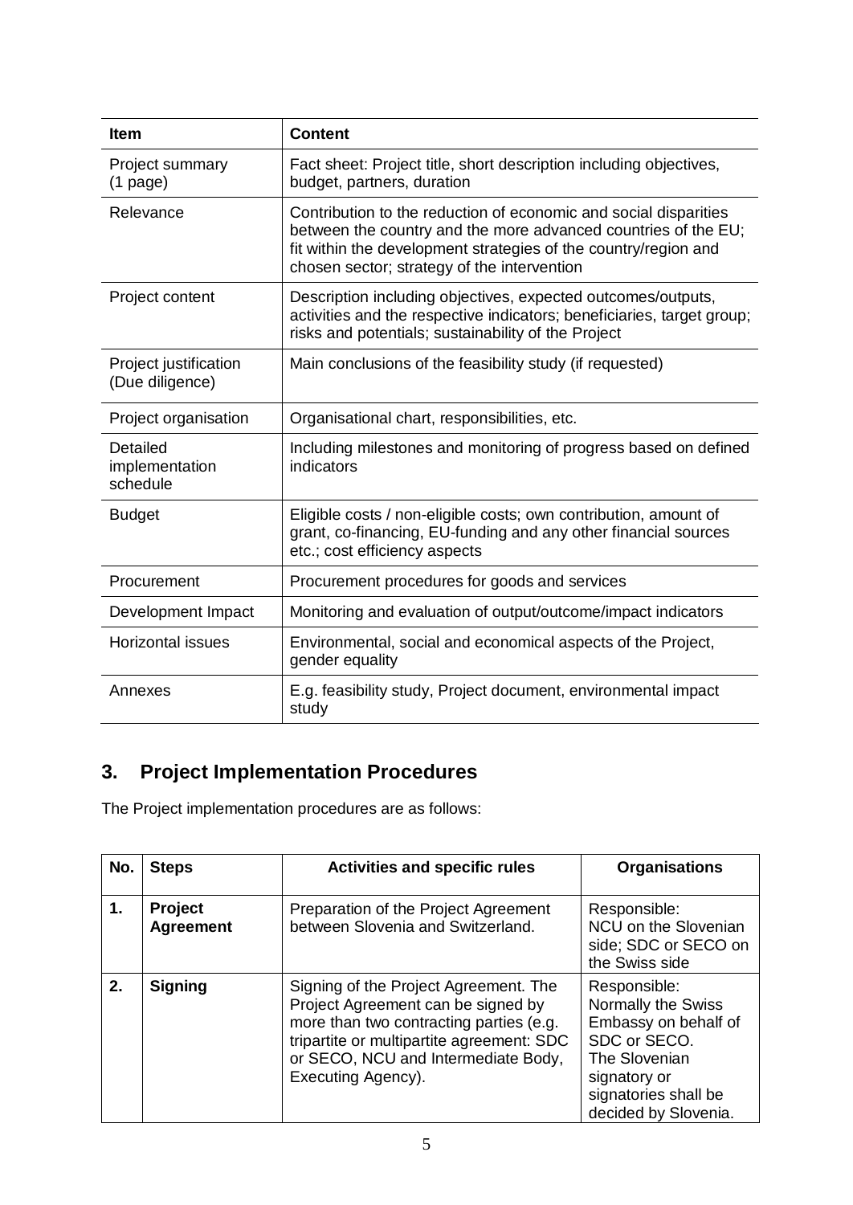| Item | Content |
| --- | --- |
| Project summary (1 page) | Fact sheet: Project title, short description including objectives, budget, partners, duration |
| Relevance | Contribution to the reduction of economic and social disparities between the country and the more advanced countries of the EU; fit within the development strategies of the country/region and chosen sector; strategy of the intervention |
| Project content | Description including objectives, expected outcomes/outputs, activities and the respective indicators; beneficiaries, target group; risks and potentials; sustainability of the Project |
| Project justification (Due diligence) | Main conclusions of the feasibility study (if requested) |
| Project organisation | Organisational chart, responsibilities, etc. |
| Detailed implementation schedule | Including milestones and monitoring of progress based on defined indicators |
| Budget | Eligible costs / non-eligible costs; own contribution, amount of grant, co-financing, EU-funding and any other financial sources etc.; cost efficiency aspects |
| Procurement | Procurement procedures for goods and services |
| Development Impact | Monitoring and evaluation of output/outcome/impact indicators |
| Horizontal issues | Environmental, social and economical aspects of the Project, gender equality |
| Annexes | E.g. feasibility study, Project document, environmental impact study |

## 3. Project Implementation Procedures

The Project implementation procedures are as follows:

| No. | Steps | Activities and specific rules | Organisations |
| --- | --- | --- | --- |
| **1.** | **Project Agreement** | Preparation of the Project Agreement between Slovenia and Switzerland. | Responsible: NCU on the Slovenian side; SDC or SECO on the Swiss side |
| **2.** | **Signing** | Signing of the Project Agreement. The Project Agreement can be signed by more than two contracting parties (e.g. tripartite or multipartite agreement: SDC or SECO, NCU and Intermediate Body, Executing Agency). | Responsible: Normally the Swiss Embassy on behalf of SDC or SECO. The Slovenian signatory or signatories shall be decided by Slovenia. |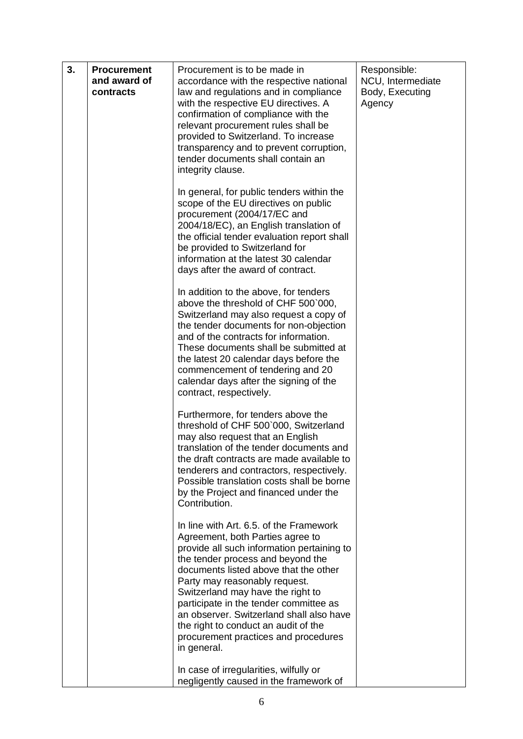| 3. | **Procurement and award of contracts** | Procurement is to be made in accordance with the respective national law and regulations and in compliance with the respective EU directives. A confirmation of compliance with the relevant procurement rules shall be provided to Switzerland. To increase transparency and to prevent corruption, tender documents shall contain an integrity clause.<br><br>In general, for public tenders within the scope of the EU directives on public procurement (2004/17/EC and 2004/18/EC), an English translation of the official tender evaluation report shall be provided to Switzerland for information at the latest 30 calendar days after the award of contract.<br><br>In addition to the above, for tenders above the threshold of CHF 500`000, Switzerland may also request a copy of the tender documents for non-objection and of the contracts for information. These documents shall be submitted at the latest 20 calendar days before the commencement of tendering and 20 calendar days after the signing of the contract, respectively.<br><br>Furthermore, for tenders above the threshold of CHF 500`000, Switzerland may also request that an English translation of the tender documents and the draft contracts are made available to tenderers and contractors, respectively. Possible translation costs shall be borne by the Project and financed under the Contribution.<br><br>In line with Art. 6.5. of the Framework Agreement, both Parties agree to provide all such information pertaining to the tender process and beyond the documents listed above that the other Party may reasonably request. Switzerland may have the right to participate in the tender committee as an observer. Switzerland shall also have the right to conduct an audit of the procurement practices and procedures in general.<br><br>In case of irregularities, wilfully or negligently caused in the framework of | Responsible: NCU, Intermediate Body, Executing Agency |
|---|---|---|---|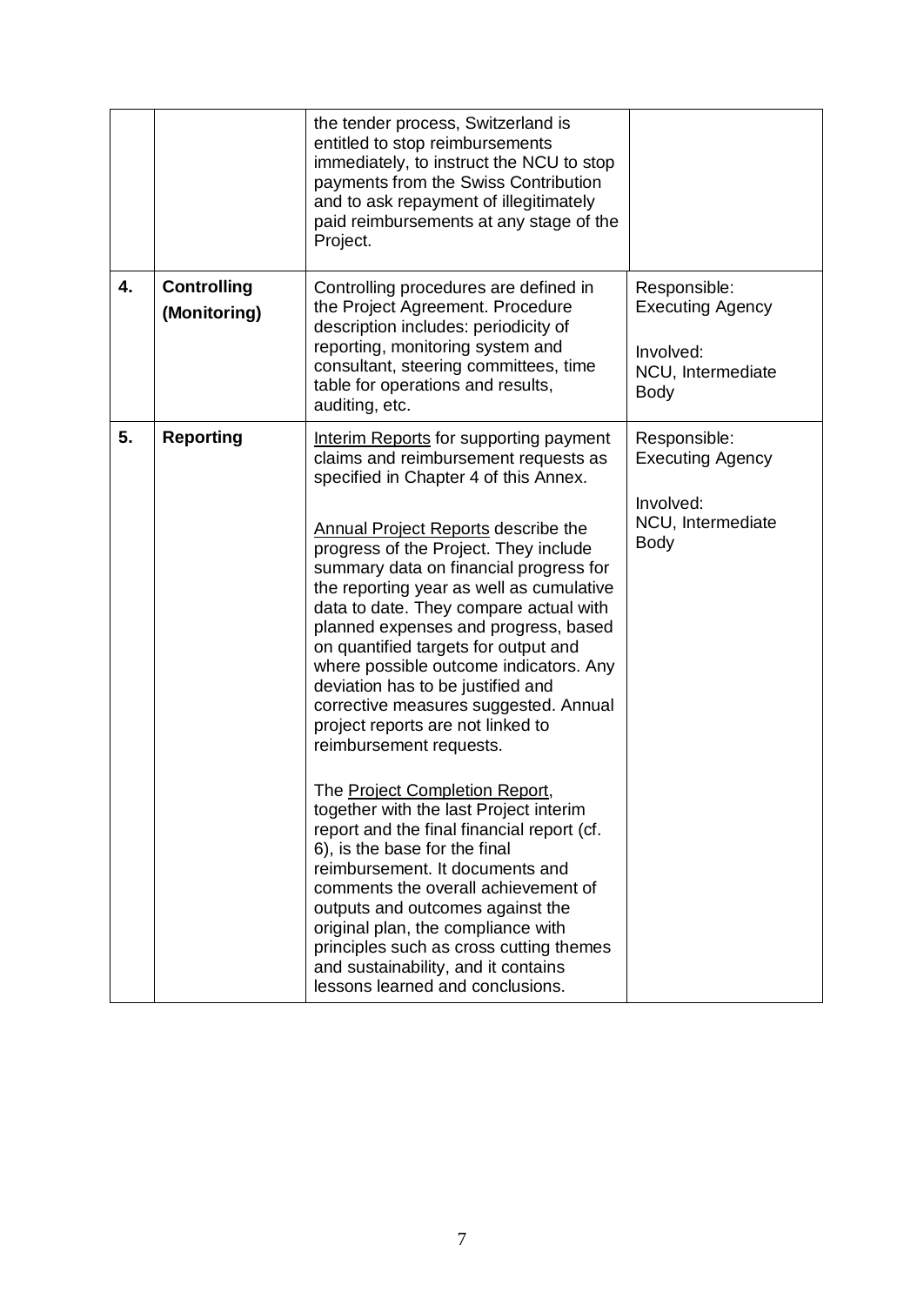| | | | |
|---|---|---|---|
| | | the tender process, Switzerland is entitled to stop reimbursements immediately, to instruct the NCU to stop payments from the Swiss Contribution and to ask repayment of illegitimately paid reimbursements at any stage of the Project. | |
| **4.** | **Controlling (Monitoring)** | Controlling procedures are defined in the Project Agreement. Procedure description includes: periodicity of reporting, monitoring system and consultant, steering committees, time table for operations and results, auditing, etc. | Responsible: Executing Agency<br><br>Involved: NCU, Intermediate Body |
| **5.** | **Reporting** | <u>Interim Reports</u> for supporting payment claims and reimbursement requests as specified in Chapter 4 of this Annex.<br><br><u>Annual Project Reports</u> describe the progress of the Project. They include summary data on financial progress for the reporting year as well as cumulative data to date. They compare actual with planned expenses and progress, based on quantified targets for output and where possible outcome indicators. Any deviation has to be justified and corrective measures suggested. Annual project reports are not linked to reimbursement requests.<br><br>The <u>Project Completion Report</u>, together with the last Project interim report and the final financial report (cf. 6), is the base for the final reimbursement. It documents and comments the overall achievement of outputs and outcomes against the original plan, the compliance with principles such as cross cutting themes and sustainability, and it contains lessons learned and conclusions. | Responsible: Executing Agency<br><br>Involved: NCU, Intermediate Body |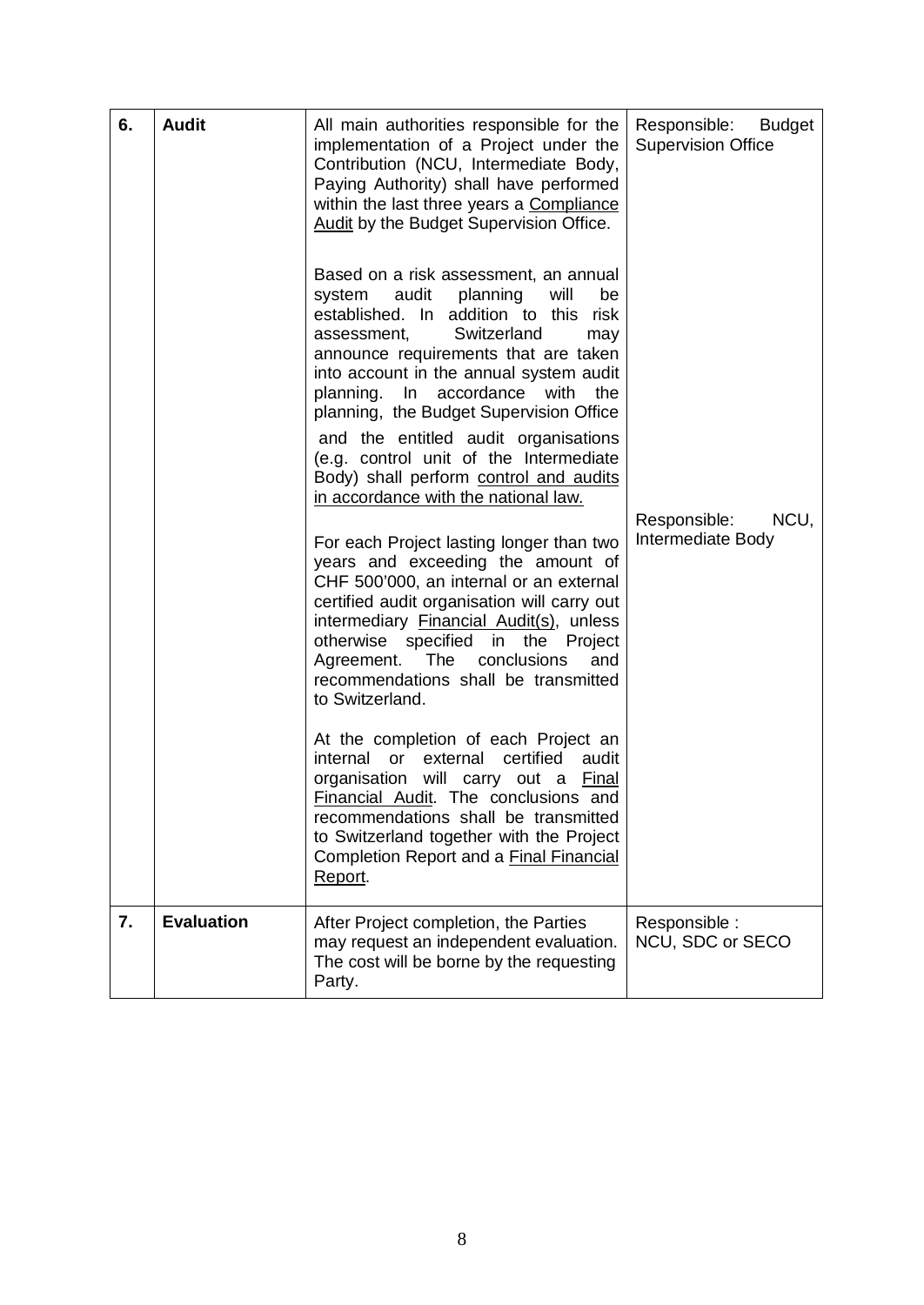| 6. | **Audit** | All main authorities responsible for the implementation of a Project under the Contribution (NCU, Intermediate Body, Paying Authority) shall have performed within the last three years a Compliance Audit by the Budget Supervision Office.<br><br>Based on a risk assessment, an annual system audit planning will be established. In addition to this risk assessment, Switzerland may announce requirements that are taken into account in the annual system audit planning. In accordance with the planning, the Budget Supervision Office and the entitled audit organisations (e.g. control unit of the Intermediate Body) shall perform control and audits in accordance with the national law.<br><br>For each Project lasting longer than two years and exceeding the amount of CHF 500'000, an internal or an external certified audit organisation will carry out intermediary Financial Audit(s), unless otherwise specified in the Project Agreement. The conclusions and recommendations shall be transmitted to Switzerland.<br><br>At the completion of each Project an internal or external certified audit organisation will carry out a Final Financial Audit. The conclusions and recommendations shall be transmitted to Switzerland together with the Project Completion Report and a Final Financial Report. | Responsible: Budget Supervision Office<br><br>Responsible: NCU, Intermediate Body |
|---|---|---|---|
| 7. | **Evaluation** | After Project completion, the Parties may request an independent evaluation. The cost will be borne by the requesting Party. | Responsible : NCU, SDC or SECO |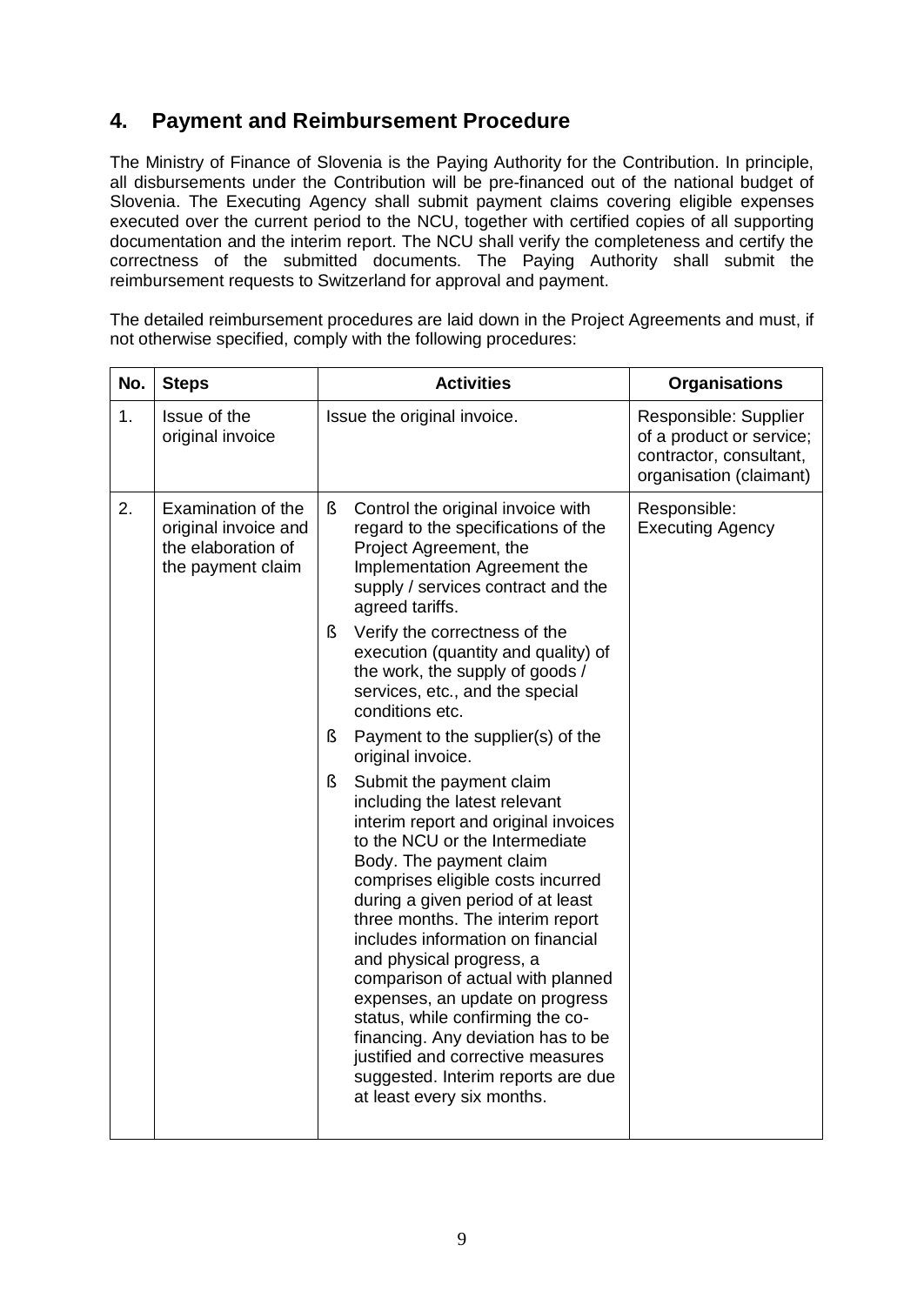## 4. Payment and Reimbursement Procedure

The Ministry of Finance of Slovenia is the Paying Authority for the Contribution. In principle, all disbursements under the Contribution will be pre-financed out of the national budget of Slovenia. The Executing Agency shall submit payment claims covering eligible expenses executed over the current period to the NCU, together with certified copies of all supporting documentation and the interim report. The NCU shall verify the completeness and certify the correctness of the submitted documents. The Paying Authority shall submit the reimbursement requests to Switzerland for approval and payment.

The detailed reimbursement procedures are laid down in the Project Agreements and must, if not otherwise specified, comply with the following procedures:

| No. | Steps | Activities | Organisations |
|---|---|---|---|
| 1. | Issue of the original invoice | Issue the original invoice. | Responsible: Supplier of a product or service; contractor, consultant, organisation (claimant) |
| 2. | Examination of the original invoice and the elaboration of the payment claim | ß Control the original invoice with regard to the specifications of the Project Agreement, the Implementation Agreement the supply / services contract and the agreed tariffs.<br>ß Verify the correctness of the execution (quantity and quality) of the work, the supply of goods / services, etc., and the special conditions etc.<br>ß Payment to the supplier(s) of the original invoice.<br>ß Submit the payment claim including the latest relevant interim report and original invoices to the NCU or the Intermediate Body. The payment claim comprises eligible costs incurred during a given period of at least three months. The interim report includes information on financial and physical progress, a comparison of actual with planned expenses, an update on progress status, while confirming the co-financing. Any deviation has to be justified and corrective measures suggested. Interim reports are due at least every six months. | Responsible: Executing Agency |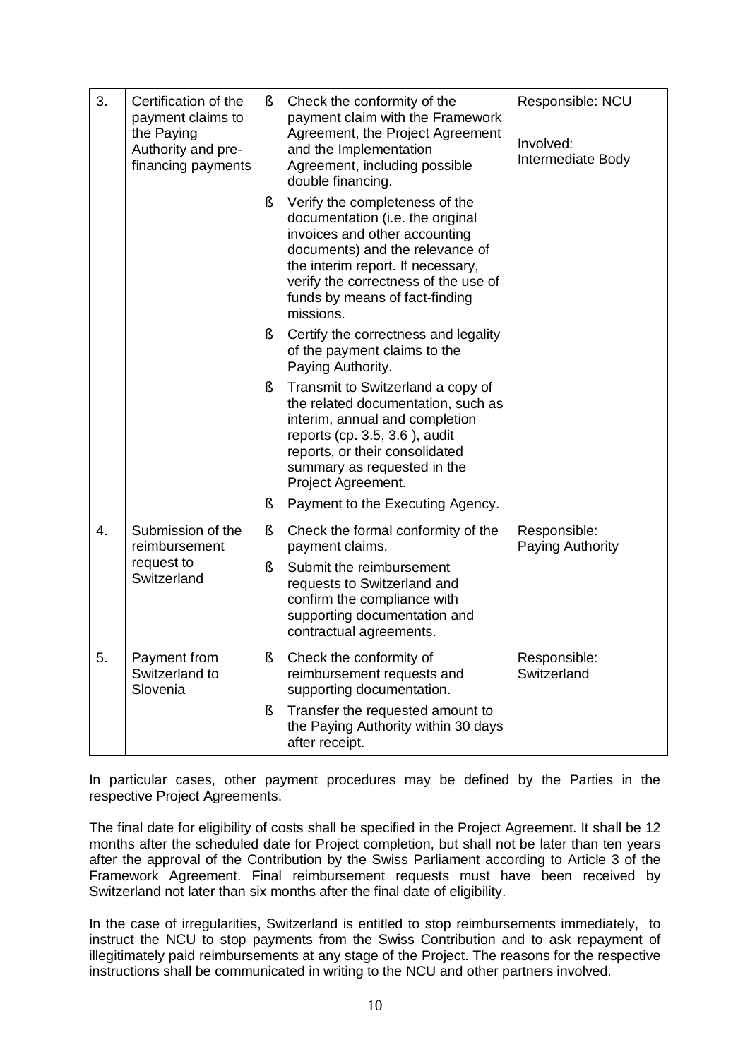| 3. | Certification of the payment claims to the Paying Authority and pre-financing payments | ß Check the conformity of the payment claim with the Framework Agreement, the Project Agreement and the Implementation Agreement, including possible double financing.<br>ß Verify the completeness of the documentation (i.e. the original invoices and other accounting documents) and the relevance of the interim report. If necessary, verify the correctness of the use of funds by means of fact-finding missions.<br>ß Certify the correctness and legality of the payment claims to the Paying Authority.<br>ß Transmit to Switzerland a copy of the related documentation, such as interim, annual and completion reports (cp. 3.5, 3.6 ), audit reports, or their consolidated summary as requested in the Project Agreement.<br>ß Payment to the Executing Agency. | Responsible: NCU<br><br>Involved: Intermediate Body |
|---|---|---|---|
| 4. | Submission of the reimbursement request to Switzerland | ß Check the formal conformity of the payment claims.<br>ß Submit the reimbursement requests to Switzerland and confirm the compliance with supporting documentation and contractual agreements. | Responsible: Paying Authority |
| 5. | Payment from Switzerland to Slovenia | ß Check the conformity of reimbursement requests and supporting documentation.<br>ß Transfer the requested amount to the Paying Authority within 30 days after receipt. | Responsible: Switzerland |

In particular cases, other payment procedures may be defined by the Parties in the respective Project Agreements.

The final date for eligibility of costs shall be specified in the Project Agreement. It shall be 12 months after the scheduled date for Project completion, but shall not be later than ten years after the approval of the Contribution by the Swiss Parliament according to Article 3 of the Framework Agreement. Final reimbursement requests must have been received by Switzerland not later than six months after the final date of eligibility.

In the case of irregularities, Switzerland is entitled to stop reimbursements immediately, to instruct the NCU to stop payments from the Swiss Contribution and to ask repayment of illegitimately paid reimbursements at any stage of the Project. The reasons for the respective instructions shall be communicated in writing to the NCU and other partners involved.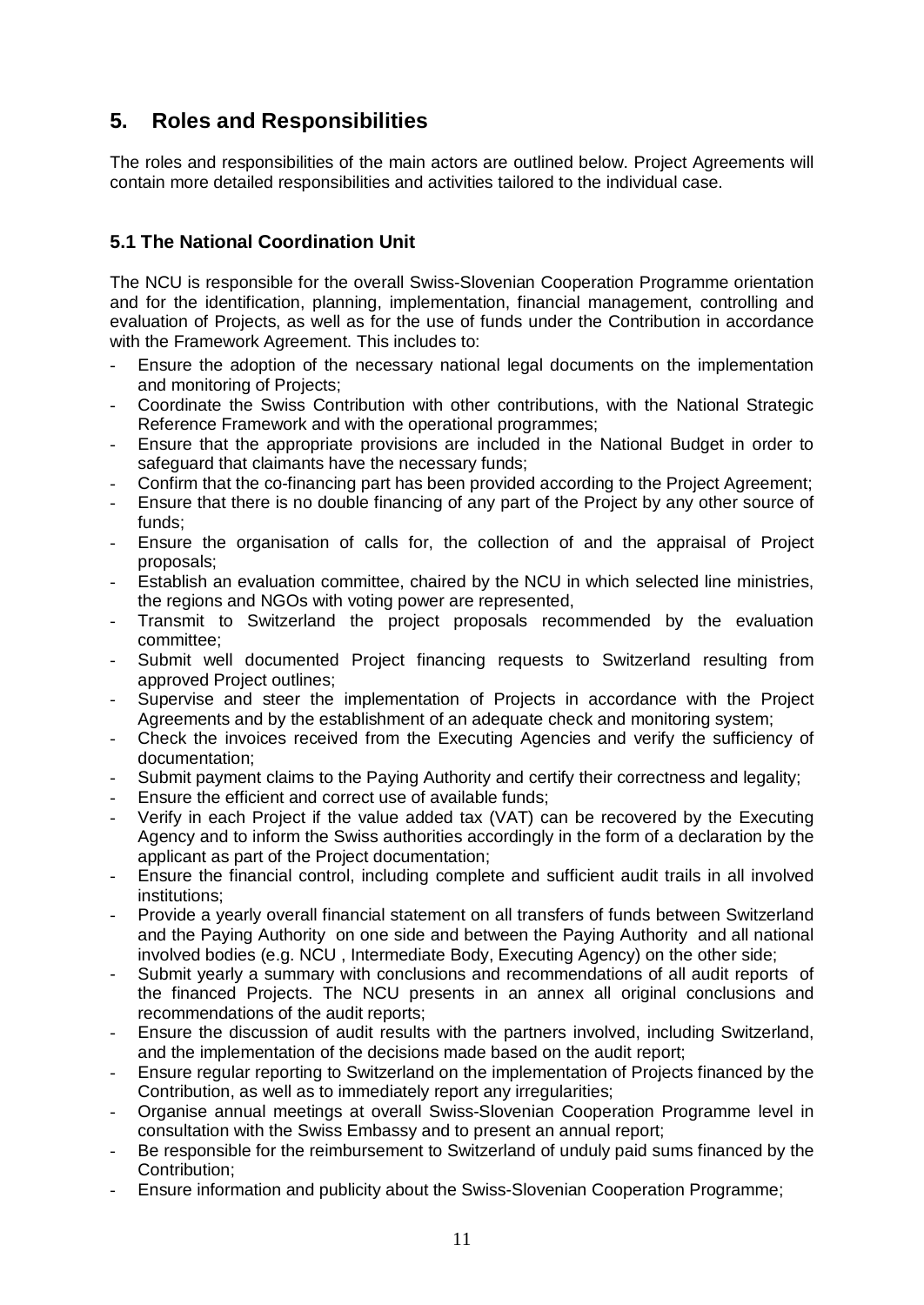## 5. Roles and Responsibilities

The roles and responsibilities of the main actors are outlined below. Project Agreements will contain more detailed responsibilities and activities tailored to the individual case.

### 5.1 The National Coordination Unit

The NCU is responsible for the overall Swiss-Slovenian Cooperation Programme orientation and for the identification, planning, implementation, financial management, controlling and evaluation of Projects, as well as for the use of funds under the Contribution in accordance with the Framework Agreement. This includes to:

- Ensure the adoption of the necessary national legal documents on the implementation and monitoring of Projects;
- Coordinate the Swiss Contribution with other contributions, with the National Strategic Reference Framework and with the operational programmes;
- Ensure that the appropriate provisions are included in the National Budget in order to safeguard that claimants have the necessary funds;
- Confirm that the co-financing part has been provided according to the Project Agreement;
- Ensure that there is no double financing of any part of the Project by any other source of funds;
- Ensure the organisation of calls for, the collection of and the appraisal of Project proposals;
- Establish an evaluation committee, chaired by the NCU in which selected line ministries, the regions and NGOs with voting power are represented,
- Transmit to Switzerland the project proposals recommended by the evaluation committee;
- Submit well documented Project financing requests to Switzerland resulting from approved Project outlines;
- Supervise and steer the implementation of Projects in accordance with the Project Agreements and by the establishment of an adequate check and monitoring system;
- Check the invoices received from the Executing Agencies and verify the sufficiency of documentation;
- Submit payment claims to the Paying Authority and certify their correctness and legality;
- Ensure the efficient and correct use of available funds;
- Verify in each Project if the value added tax (VAT) can be recovered by the Executing Agency and to inform the Swiss authorities accordingly in the form of a declaration by the applicant as part of the Project documentation;
- Ensure the financial control, including complete and sufficient audit trails in all involved institutions;
- Provide a yearly overall financial statement on all transfers of funds between Switzerland and the Paying Authority on one side and between the Paying Authority and all national involved bodies (e.g. NCU , Intermediate Body, Executing Agency) on the other side;
- Submit yearly a summary with conclusions and recommendations of all audit reports of the financed Projects. The NCU presents in an annex all original conclusions and recommendations of the audit reports;
- Ensure the discussion of audit results with the partners involved, including Switzerland, and the implementation of the decisions made based on the audit report;
- Ensure regular reporting to Switzerland on the implementation of Projects financed by the Contribution, as well as to immediately report any irregularities;
- Organise annual meetings at overall Swiss-Slovenian Cooperation Programme level in consultation with the Swiss Embassy and to present an annual report;
- Be responsible for the reimbursement to Switzerland of unduly paid sums financed by the Contribution;
- Ensure information and publicity about the Swiss-Slovenian Cooperation Programme;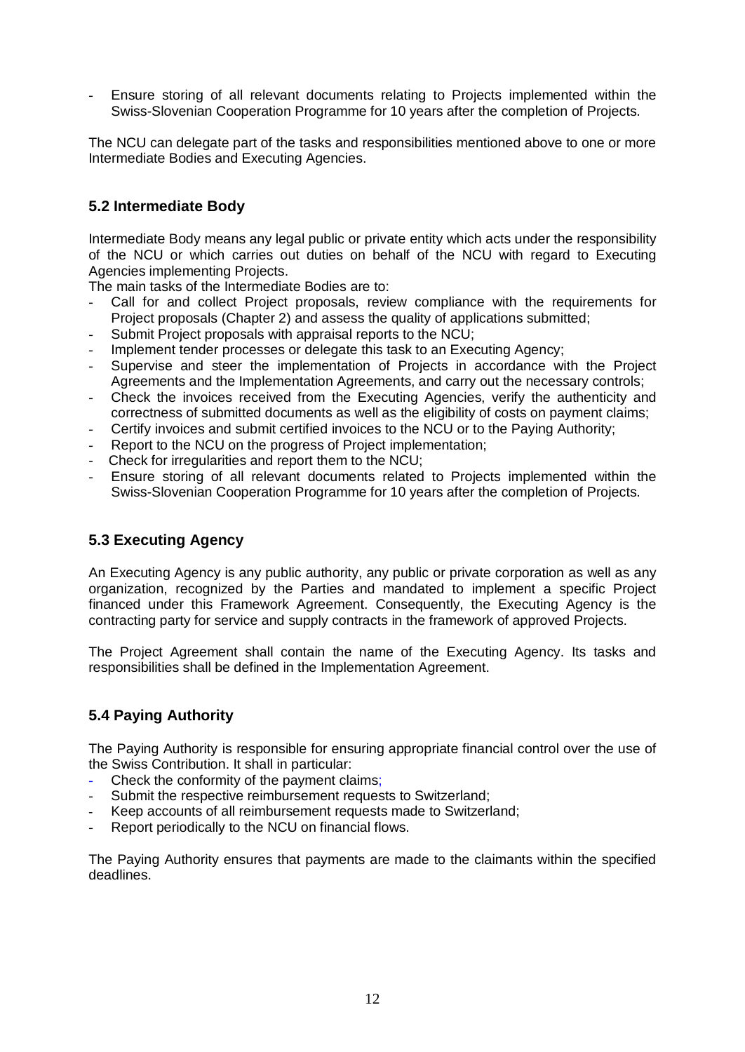- Ensure storing of all relevant documents relating to Projects implemented within the Swiss-Slovenian Cooperation Programme for 10 years after the completion of Projects.

The NCU can delegate part of the tasks and responsibilities mentioned above to one or more Intermediate Bodies and Executing Agencies.

### 5.2 Intermediate Body

Intermediate Body means any legal public or private entity which acts under the responsibility of the NCU or which carries out duties on behalf of the NCU with regard to Executing Agencies implementing Projects.

The main tasks of the Intermediate Bodies are to:

- Call for and collect Project proposals, review compliance with the requirements for Project proposals (Chapter 2) and assess the quality of applications submitted;
- Submit Project proposals with appraisal reports to the NCU;
- Implement tender processes or delegate this task to an Executing Agency;
- Supervise and steer the implementation of Projects in accordance with the Project Agreements and the Implementation Agreements, and carry out the necessary controls;
- Check the invoices received from the Executing Agencies, verify the authenticity and correctness of submitted documents as well as the eligibility of costs on payment claims;
- Certify invoices and submit certified invoices to the NCU or to the Paying Authority;
- Report to the NCU on the progress of Project implementation;
- Check for irregularities and report them to the NCU;
- Ensure storing of all relevant documents related to Projects implemented within the Swiss-Slovenian Cooperation Programme for 10 years after the completion of Projects.

### 5.3 Executing Agency

An Executing Agency is any public authority, any public or private corporation as well as any organization, recognized by the Parties and mandated to implement a specific Project financed under this Framework Agreement. Consequently, the Executing Agency is the contracting party for service and supply contracts in the framework of approved Projects.

The Project Agreement shall contain the name of the Executing Agency. Its tasks and responsibilities shall be defined in the Implementation Agreement.

### 5.4 Paying Authority

The Paying Authority is responsible for ensuring appropriate financial control over the use of the Swiss Contribution. It shall in particular:

- Check the conformity of the payment claims;
- Submit the respective reimbursement requests to Switzerland;
- Keep accounts of all reimbursement requests made to Switzerland;
- Report periodically to the NCU on financial flows.

The Paying Authority ensures that payments are made to the claimants within the specified deadlines.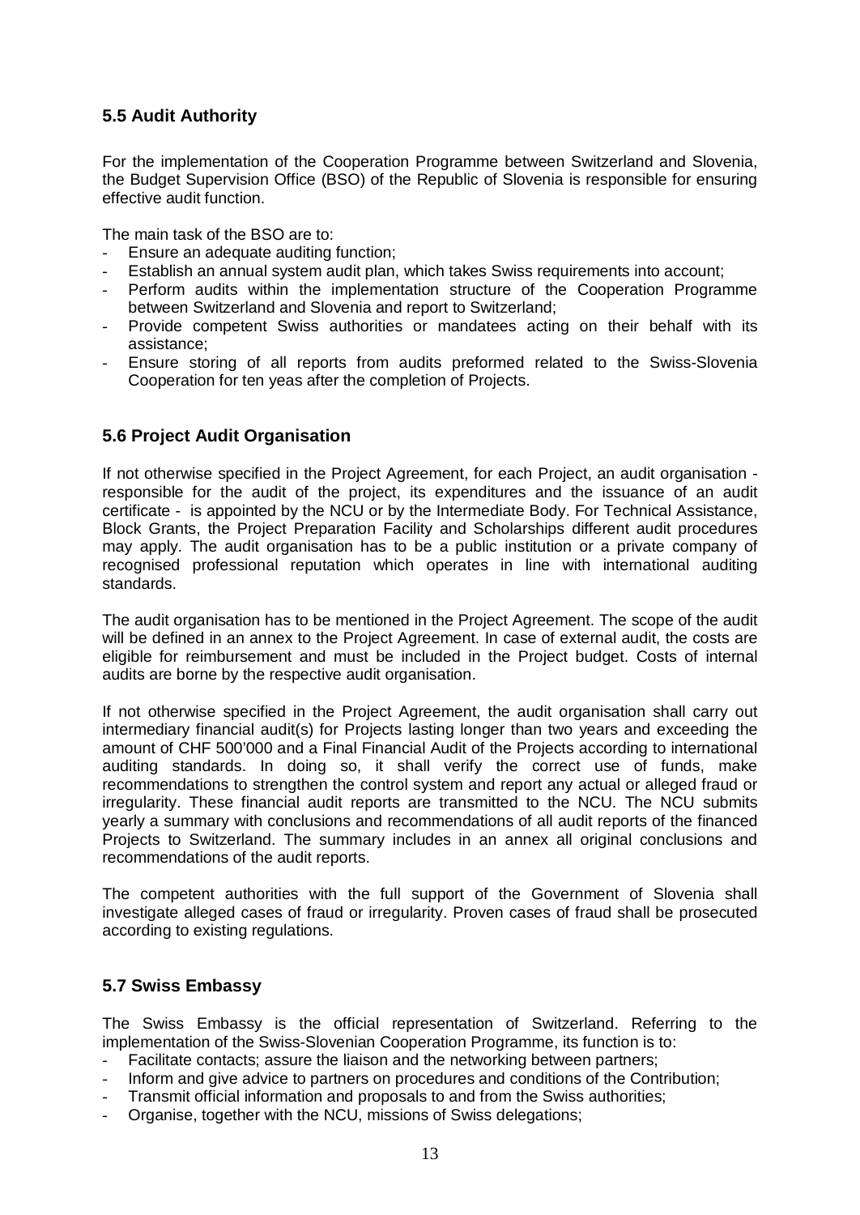## 5.5 Audit Authority

For the implementation of the Cooperation Programme between Switzerland and Slovenia, the Budget Supervision Office (BSO) of the Republic of Slovenia is responsible for ensuring effective audit function.

The main task of the BSO are to:

- Ensure an adequate auditing function;
- Establish an annual system audit plan, which takes Swiss requirements into account;
- Perform audits within the implementation structure of the Cooperation Programme between Switzerland and Slovenia and report to Switzerland;
- Provide competent Swiss authorities or mandatees acting on their behalf with its assistance;
- Ensure storing of all reports from audits preformed related to the Swiss-Slovenia Cooperation for ten yeas after the completion of Projects.

## 5.6 Project Audit Organisation

If not otherwise specified in the Project Agreement, for each Project, an audit organisation - responsible for the audit of the project, its expenditures and the issuance of an audit certificate - is appointed by the NCU or by the Intermediate Body. For Technical Assistance, Block Grants, the Project Preparation Facility and Scholarships different audit procedures may apply. The audit organisation has to be a public institution or a private company of recognised professional reputation which operates in line with international auditing standards.

The audit organisation has to be mentioned in the Project Agreement. The scope of the audit will be defined in an annex to the Project Agreement. In case of external audit, the costs are eligible for reimbursement and must be included in the Project budget. Costs of internal audits are borne by the respective audit organisation.

If not otherwise specified in the Project Agreement, the audit organisation shall carry out intermediary financial audit(s) for Projects lasting longer than two years and exceeding the amount of CHF 500'000 and a Final Financial Audit of the Projects according to international auditing standards. In doing so, it shall verify the correct use of funds, make recommendations to strengthen the control system and report any actual or alleged fraud or irregularity. These financial audit reports are transmitted to the NCU. The NCU submits yearly a summary with conclusions and recommendations of all audit reports of the financed Projects to Switzerland. The summary includes in an annex all original conclusions and recommendations of the audit reports.

The competent authorities with the full support of the Government of Slovenia shall investigate alleged cases of fraud or irregularity. Proven cases of fraud shall be prosecuted according to existing regulations.

## 5.7 Swiss Embassy

The Swiss Embassy is the official representation of Switzerland. Referring to the implementation of the Swiss-Slovenian Cooperation Programme, its function is to:

- Facilitate contacts; assure the liaison and the networking between partners;
- Inform and give advice to partners on procedures and conditions of the Contribution;
- Transmit official information and proposals to and from the Swiss authorities;
- Organise, together with the NCU, missions of Swiss delegations;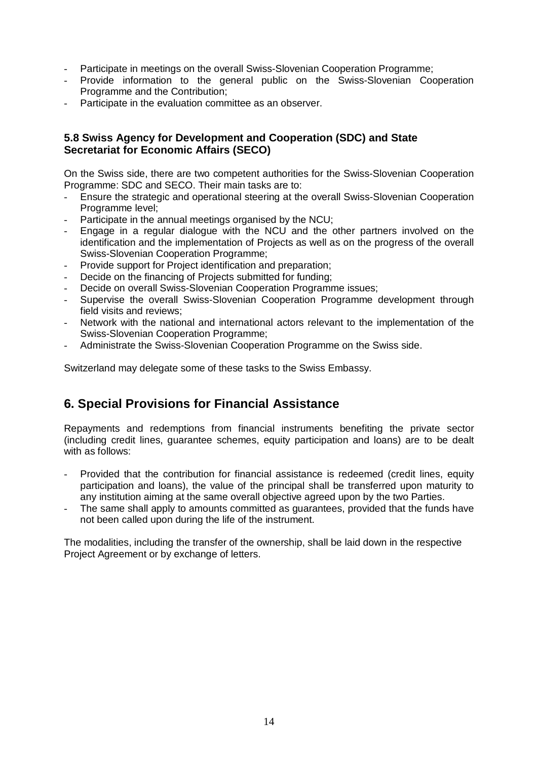- Participate in meetings on the overall Swiss-Slovenian Cooperation Programme;
- Provide information to the general public on the Swiss-Slovenian Cooperation Programme and the Contribution;
- Participate in the evaluation committee as an observer.

### 5.8 Swiss Agency for Development and Cooperation (SDC) and State Secretariat for Economic Affairs (SECO)

On the Swiss side, there are two competent authorities for the Swiss-Slovenian Cooperation Programme: SDC and SECO. Their main tasks are to:

- Ensure the strategic and operational steering at the overall Swiss-Slovenian Cooperation Programme level;
- Participate in the annual meetings organised by the NCU;
- Engage in a regular dialogue with the NCU and the other partners involved on the identification and the implementation of Projects as well as on the progress of the overall Swiss-Slovenian Cooperation Programme;
- Provide support for Project identification and preparation;
- Decide on the financing of Projects submitted for funding;
- Decide on overall Swiss-Slovenian Cooperation Programme issues;
- Supervise the overall Swiss-Slovenian Cooperation Programme development through field visits and reviews;
- Network with the national and international actors relevant to the implementation of the Swiss-Slovenian Cooperation Programme;
- Administrate the Swiss-Slovenian Cooperation Programme on the Swiss side.

Switzerland may delegate some of these tasks to the Swiss Embassy.

## 6. Special Provisions for Financial Assistance

Repayments and redemptions from financial instruments benefiting the private sector (including credit lines, guarantee schemes, equity participation and loans) are to be dealt with as follows:

- Provided that the contribution for financial assistance is redeemed (credit lines, equity participation and loans), the value of the principal shall be transferred upon maturity to any institution aiming at the same overall objective agreed upon by the two Parties.
- The same shall apply to amounts committed as guarantees, provided that the funds have not been called upon during the life of the instrument.

The modalities, including the transfer of the ownership, shall be laid down in the respective Project Agreement or by exchange of letters.